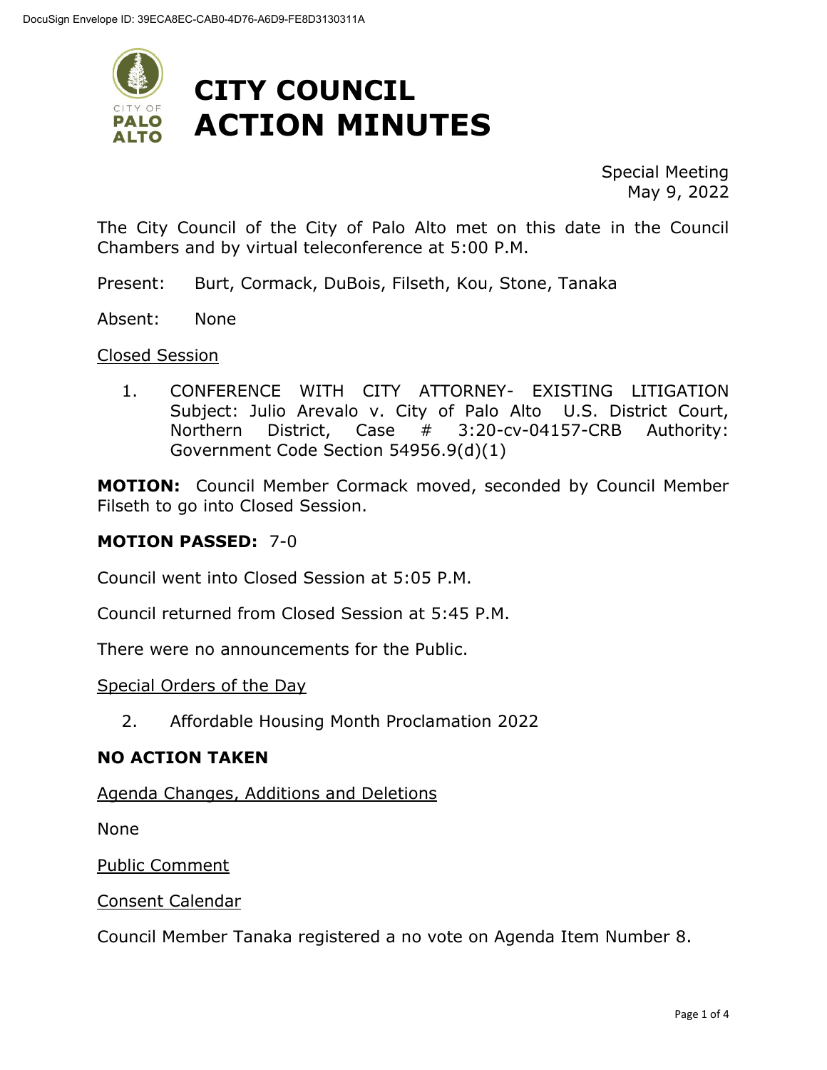# CITY COUNCIL ACTION MINUTES

Special Meeting
May 9, 2022

The City Council of the City of Palo Alto met on this date in the Council Chambers and by virtual teleconference at 5:00 P.M.

Present: Burt, Cormack, DuBois, Filseth, Kou, Stone, Tanaka

Absent: None

Closed Session

1. CONFERENCE WITH CITY ATTORNEY- EXISTING LITIGATION Subject: Julio Arevalo v. City of Palo Alto U.S. District Court, Northern District, Case # 3:20-cv-04157-CRB Authority: Government Code Section 54956.9(d)(1)

**MOTION:** Council Member Cormack moved, seconded by Council Member Filseth to go into Closed Session.

**MOTION PASSED:** 7-0

Council went into Closed Session at 5:05 P.M.

Council returned from Closed Session at 5:45 P.M.

There were no announcements for the Public.

Special Orders of the Day

2. Affordable Housing Month Proclamation 2022

**NO ACTION TAKEN**

Agenda Changes, Additions and Deletions

None

Public Comment

Consent Calendar

Council Member Tanaka registered a no vote on Agenda Item Number 8.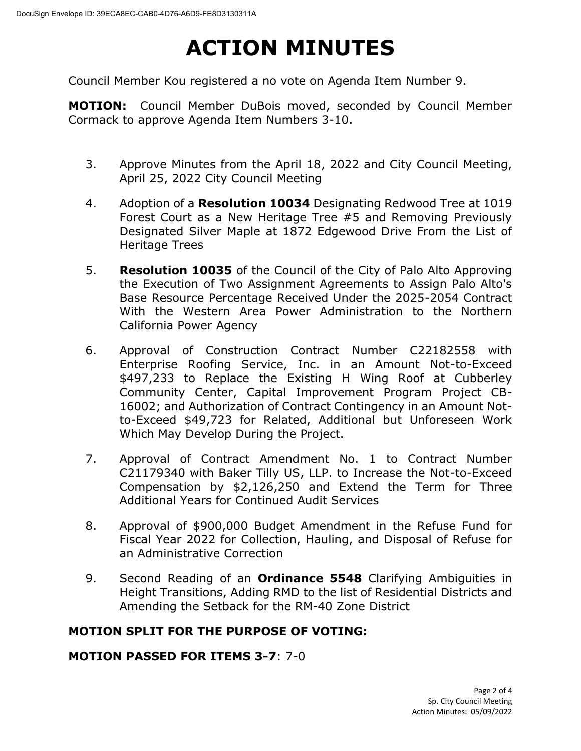# ACTION MINUTES

Council Member Kou registered a no vote on Agenda Item Number 9.

**MOTION:** Council Member DuBois moved, seconded by Council Member Cormack to approve Agenda Item Numbers 3-10.

3. Approve Minutes from the April 18, 2022 and City Council Meeting, April 25, 2022 City Council Meeting

4. Adoption of a **Resolution 10034** Designating Redwood Tree at 1019 Forest Court as a New Heritage Tree #5 and Removing Previously Designated Silver Maple at 1872 Edgewood Drive From the List of Heritage Trees

5. **Resolution 10035** of the Council of the City of Palo Alto Approving the Execution of Two Assignment Agreements to Assign Palo Alto's Base Resource Percentage Received Under the 2025-2054 Contract With the Western Area Power Administration to the Northern California Power Agency

6. Approval of Construction Contract Number C22182558 with Enterprise Roofing Service, Inc. in an Amount Not-to-Exceed $497,233 to Replace the Existing H Wing Roof at Cubberley Community Center, Capital Improvement Program Project CB-16002; and Authorization of Contract Contingency in an Amount Not-to-Exceed $49,723 for Related, Additional but Unforeseen Work Which May Develop During the Project.

7. Approval of Contract Amendment No. 1 to Contract Number C21179340 with Baker Tilly US, LLP. to Increase the Not-to-Exceed Compensation by $2,126,250 and Extend the Term for Three Additional Years for Continued Audit Services

8. Approval of $900,000 Budget Amendment in the Refuse Fund for Fiscal Year 2022 for Collection, Hauling, and Disposal of Refuse for an Administrative Correction

9. Second Reading of an **Ordinance 5548** Clarifying Ambiguities in Height Transitions, Adding RMD to the list of Residential Districts and Amending the Setback for the RM-40 Zone District

**MOTION SPLIT FOR THE PURPOSE OF VOTING:**

**MOTION PASSED FOR ITEMS 3-7**: 7-0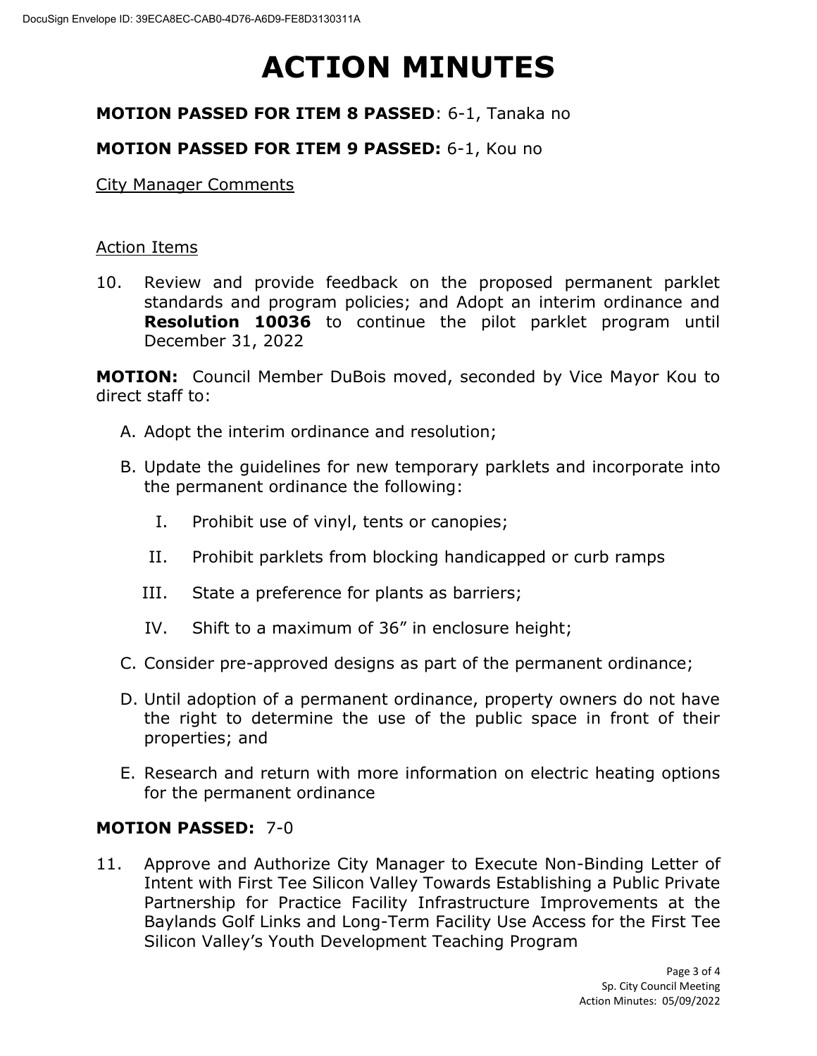# ACTION MINUTES

**MOTION PASSED FOR ITEM 8 PASSED**: 6-1, Tanaka no

**MOTION PASSED FOR ITEM 9 PASSED:** 6-1, Kou no

City Manager Comments

Action Items

10. Review and provide feedback on the proposed permanent parklet standards and program policies; and Adopt an interim ordinance and **Resolution 10036** to continue the pilot parklet program until December 31, 2022

**MOTION:** Council Member DuBois moved, seconded by Vice Mayor Kou to direct staff to:

A. Adopt the interim ordinance and resolution;

B. Update the guidelines for new temporary parklets and incorporate into the permanent ordinance the following:

   I. Prohibit use of vinyl, tents or canopies;

   II. Prohibit parklets from blocking handicapped or curb ramps

   III. State a preference for plants as barriers;

   IV. Shift to a maximum of 36" in enclosure height;

C. Consider pre-approved designs as part of the permanent ordinance;

D. Until adoption of a permanent ordinance, property owners do not have the right to determine the use of the public space in front of their properties; and

E. Research and return with more information on electric heating options for the permanent ordinance

**MOTION PASSED:** 7-0

11. Approve and Authorize City Manager to Execute Non-Binding Letter of Intent with First Tee Silicon Valley Towards Establishing a Public Private Partnership for Practice Facility Infrastructure Improvements at the Baylands Golf Links and Long-Term Facility Use Access for the First Tee Silicon Valley's Youth Development Teaching Program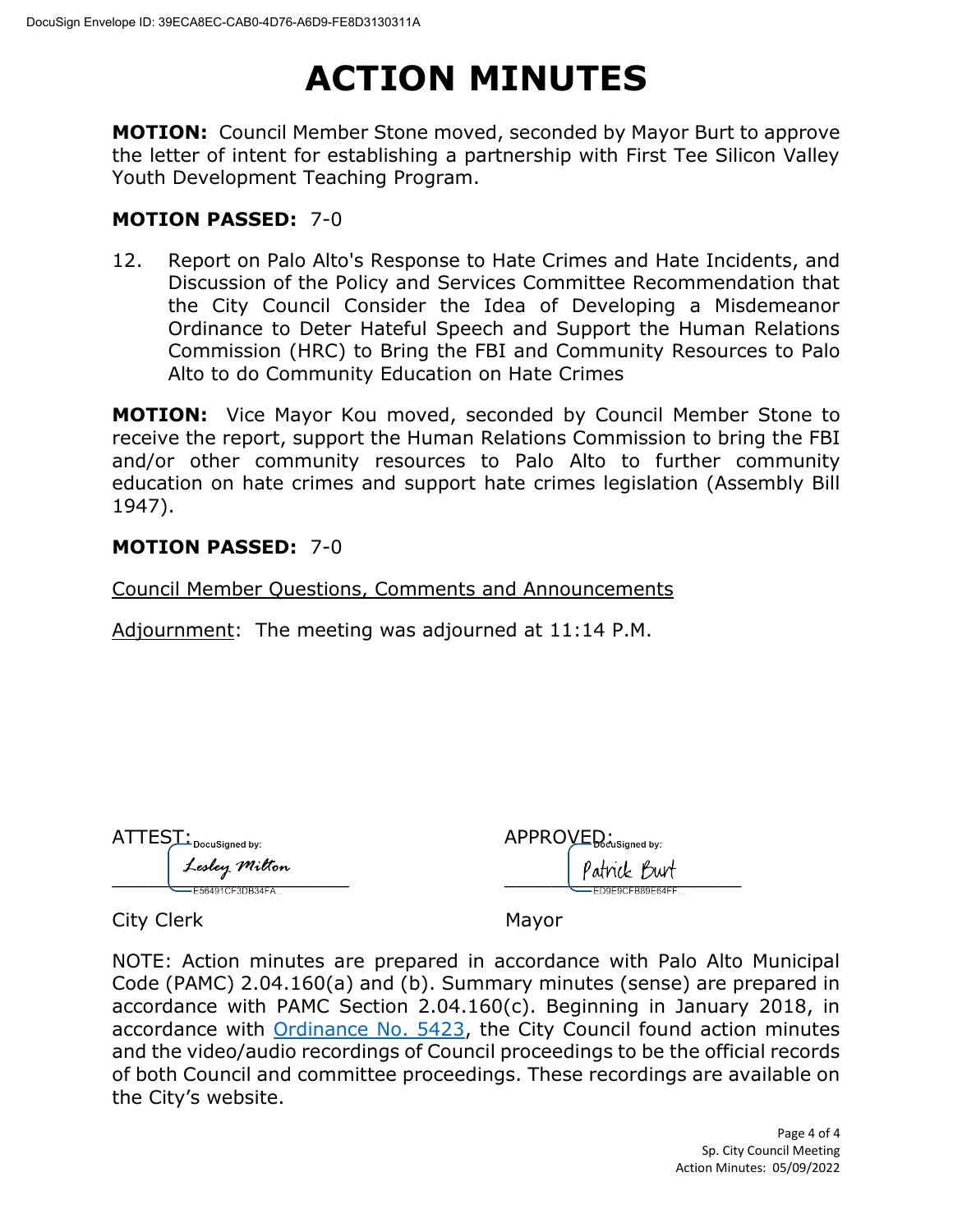# ACTION MINUTES

**MOTION:** Council Member Stone moved, seconded by Mayor Burt to approve the letter of intent for establishing a partnership with First Tee Silicon Valley Youth Development Teaching Program.

**MOTION PASSED:** 7-0

12. Report on Palo Alto's Response to Hate Crimes and Hate Incidents, and Discussion of the Policy and Services Committee Recommendation that the City Council Consider the Idea of Developing a Misdemeanor Ordinance to Deter Hateful Speech and Support the Human Relations Commission (HRC) to Bring the FBI and Community Resources to Palo Alto to do Community Education on Hate Crimes

**MOTION:** Vice Mayor Kou moved, seconded by Council Member Stone to receive the report, support the Human Relations Commission to bring the FBI and/or other community resources to Palo Alto to further community education on hate crimes and support hate crimes legislation (Assembly Bill 1947).

**MOTION PASSED:** 7-0

Council Member Questions, Comments and Announcements

Adjournment: The meeting was adjourned at 11:14 P.M.

ATTEST: DocuSigned by: Lesley Milton E56491CF3DB34FA...

City Clerk

APPROVED: DocuSigned by: Patrick Burt ED9E9CFB89E64FF...

Mayor

NOTE: Action minutes are prepared in accordance with Palo Alto Municipal Code (PAMC) 2.04.160(a) and (b). Summary minutes (sense) are prepared in accordance with PAMC Section 2.04.160(c). Beginning in January 2018, in accordance with Ordinance No. 5423, the City Council found action minutes and the video/audio recordings of Council proceedings to be the official records of both Council and committee proceedings. These recordings are available on the City's website.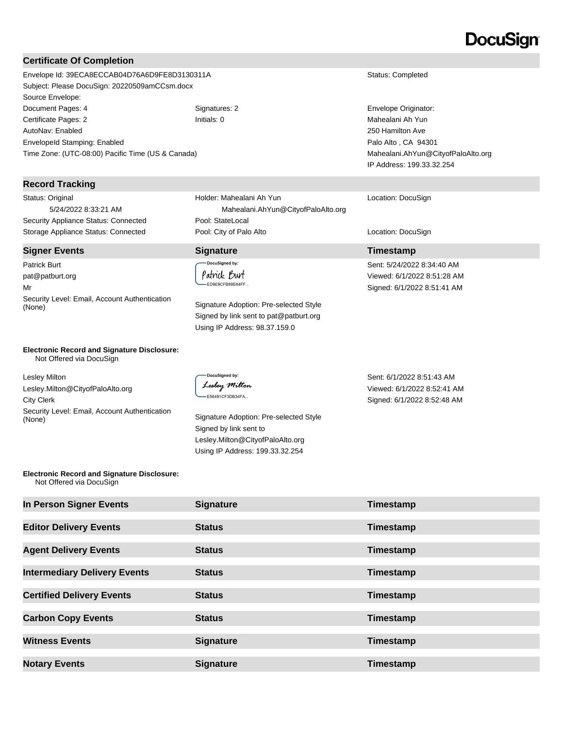DocuSign

## Certificate Of Completion

| | | |
|---|---|---|
| Envelope Id: 39ECA8ECCAB04D76A6D9FE8D3130311A | | Status: Completed |
| Subject: Please DocuSign: 20220509amCCsm.docx | | |
| Source Envelope: | | |
| Document Pages: 4 | Signatures: 2 | Envelope Originator: |
| Certificate Pages: 2 | Initials: 0 | Mahealani Ah Yun |
| AutoNav: Enabled | | 250 Hamilton Ave |
| EnvelopeId Stamping: Enabled | | Palo Alto , CA 94301 |
| Time Zone: (UTC-08:00) Pacific Time (US & Canada) | | Mahealani.AhYun@CityofPaloAlto.org |
| | | IP Address: 199.33.32.254 |

## Record Tracking

| | | |
|---|---|---|
| Status: Original<br>5/24/2022 8:33:21 AM | Holder: Mahealani Ah Yun<br>Mahealani.AhYun@CityofPaloAlto.org | Location: DocuSign |
| Security Appliance Status: Connected | Pool: StateLocal | |
| Storage Appliance Status: Connected | Pool: City of Palo Alto | Location: DocuSign |

| Signer Events | Signature | Timestamp |
|---|---|---|
| Patrick Burt<br>pat@patburt.org<br>Mr<br>Security Level: Email, Account Authentication (None) | DocuSigned by:<br>Patrick Burt<br>ED9E9CFB89E64FF...<br><br>Signature Adoption: Pre-selected Style<br>Signed by link sent to pat@patburt.org<br>Using IP Address: 98.37.159.0 | Sent: 5/24/2022 8:34:40 AM<br>Viewed: 6/1/2022 8:51:28 AM<br>Signed: 6/1/2022 8:51:41 AM |
| **Electronic Record and Signature Disclosure:**<br>Not Offered via DocuSign | | |
| Lesley Milton<br>Lesley.Milton@CityofPaloAlto.org<br>City Clerk<br>Security Level: Email, Account Authentication (None) | DocuSigned by:<br>Lesley Milton<br>E56491CF3DB34FA...<br><br>Signature Adoption: Pre-selected Style<br>Signed by link sent to Lesley.Milton@CityofPaloAlto.org<br>Using IP Address: 199.33.32.254 | Sent: 6/1/2022 8:51:43 AM<br>Viewed: 6/1/2022 8:52:41 AM<br>Signed: 6/1/2022 8:52:48 AM |
| **Electronic Record and Signature Disclosure:**<br>Not Offered via DocuSign | | |

| In Person Signer Events | Signature | Timestamp |
|---|---|---|

| Editor Delivery Events | Status | Timestamp |
|---|---|---|

| Agent Delivery Events | Status | Timestamp |
|---|---|---|

| Intermediary Delivery Events | Status | Timestamp |
|---|---|---|

| Certified Delivery Events | Status | Timestamp |
|---|---|---|

| Carbon Copy Events | Status | Timestamp |
|---|---|---|

| Witness Events | Signature | Timestamp |
|---|---|---|

| Notary Events | Signature | Timestamp |
|---|---|---|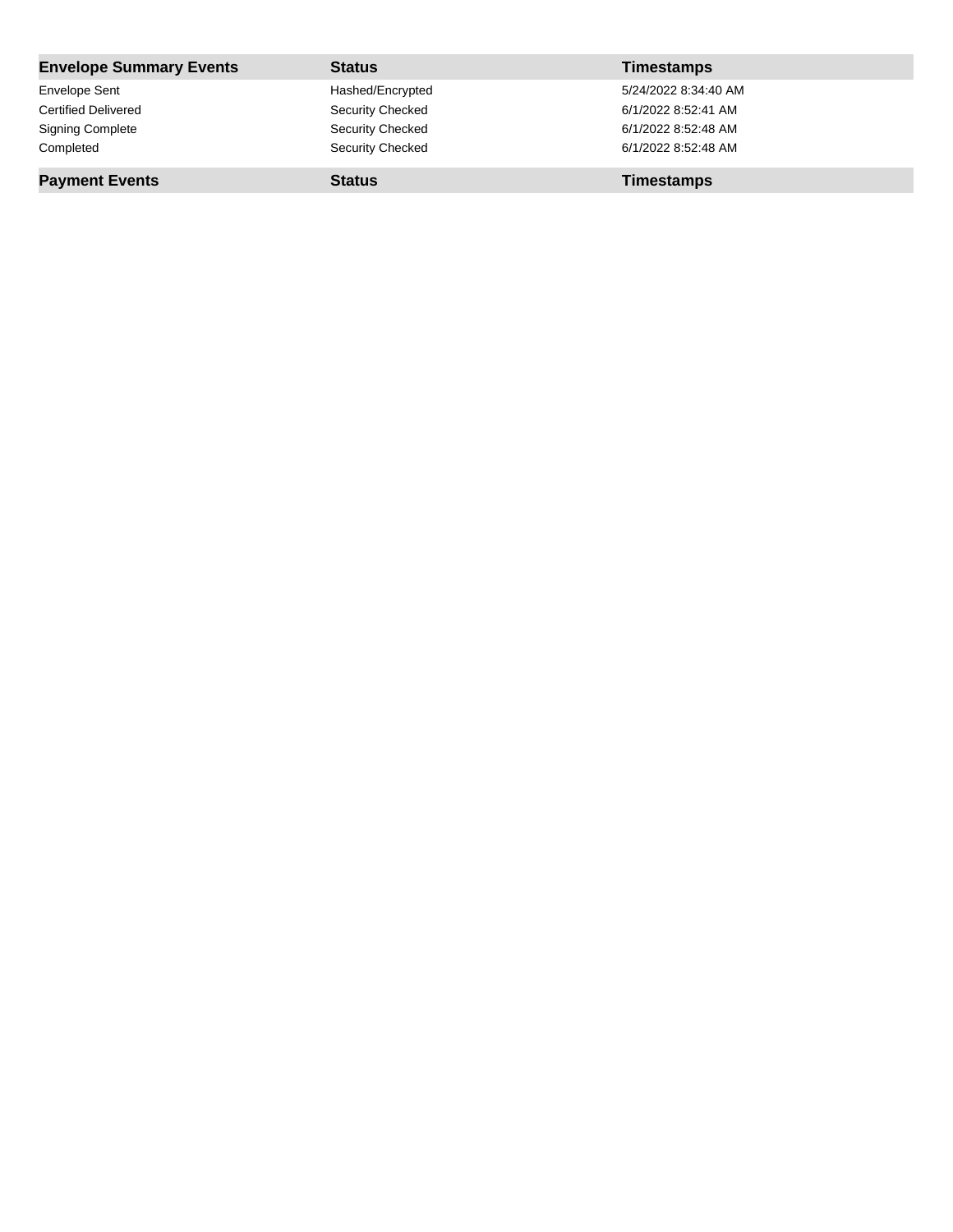| Envelope Summary Events | Status | Timestamps |
|---|---|---|
| Envelope Sent | Hashed/Encrypted | 5/24/2022 8:34:40 AM |
| Certified Delivered | Security Checked | 6/1/2022 8:52:41 AM |
| Signing Complete | Security Checked | 6/1/2022 8:52:48 AM |
| Completed | Security Checked | 6/1/2022 8:52:48 AM |

| Payment Events | Status | Timestamps |
|---|---|---|